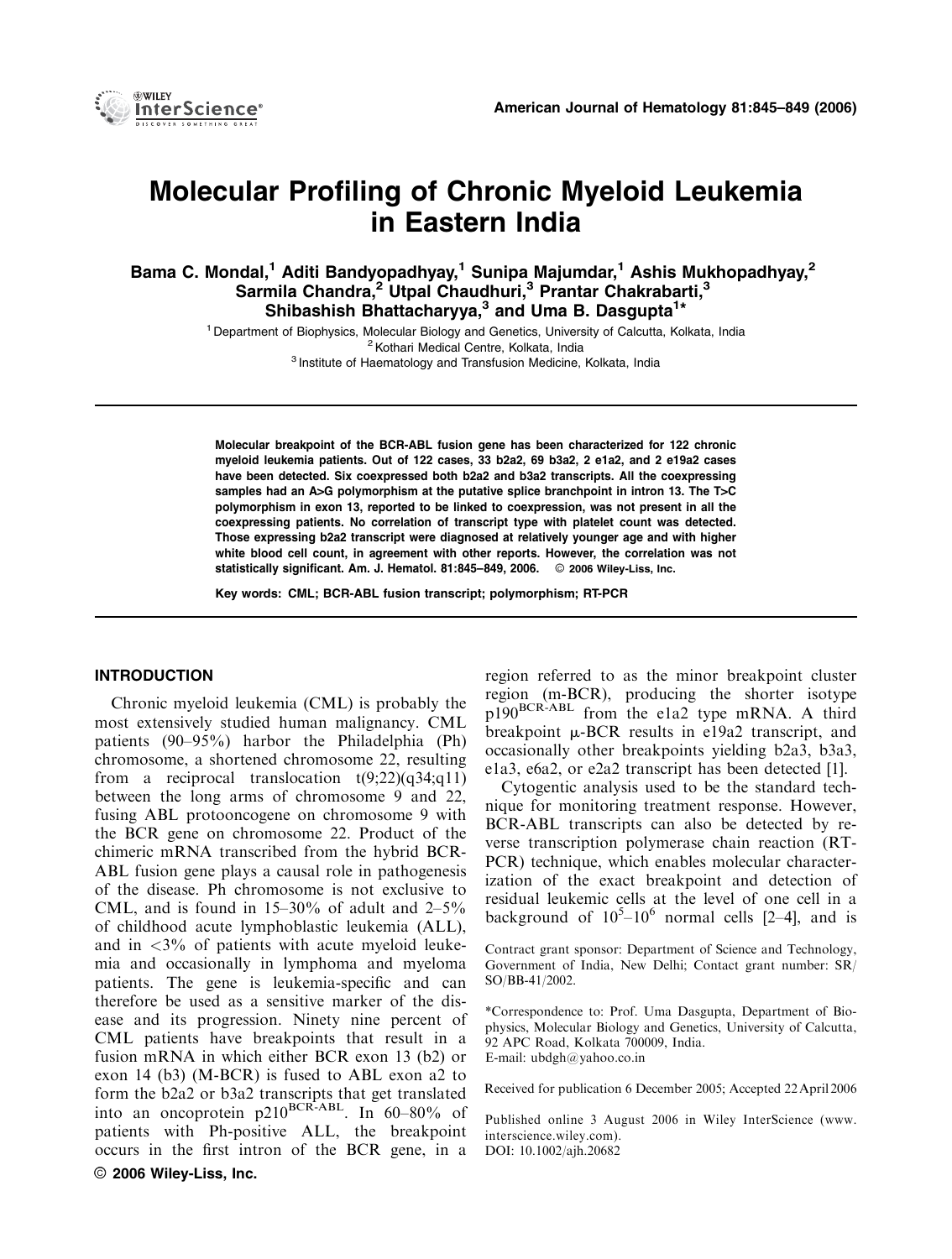# Molecular Profiling of Chronic Myeloid Leukemia in Eastern India

**Bama C. Mondal,[1] Aditi Bandyopadhyay,[1] Sunipa Majumdar,[1] Ashis Mukhopadhyay,[2] Sarmila Chandra,[2] Utpal Chaudhuri,[3] Prantar Chakrabarti,[3] Shibashish Bhattacharyya,[3] and Uma B. Dasgupta[1]***

[1] Department of Biophysics, Molecular Biology and Genetics, University of Calcutta, Kolkata, India
[2] Kothari Medical Centre, Kolkata, India
[3] Institute of Haematology and Transfusion Medicine, Kolkata, India

**Molecular breakpoint of the BCR-ABL fusion gene has been characterized for 122 chronic myeloid leukemia patients. Out of 122 cases, 33 b2a2, 69 b3a2, 2 e1a2, and 2 e19a2 cases have been detected. Six coexpressed both b2a2 and b3a2 transcripts. All the coexpressing samples had an A>G polymorphism at the putative splice branchpoint in intron 13. The T>C polymorphism in exon 13, reported to be linked to coexpression, was not present in all the coexpressing patients. No correlation of transcript type with platelet count was detected. Those expressing b2a2 transcript were diagnosed at relatively younger age and with higher white blood cell count, in agreement with other reports. However, the correlation was not statistically significant. Am. J. Hematol. 81:845–849, 2006. © 2006 Wiley-Liss, Inc.**

**Key words: CML; BCR-ABL fusion transcript; polymorphism; RT-PCR**

## INTRODUCTION

Chronic myeloid leukemia (CML) is probably the most extensively studied human malignancy. CML patients (90–95%) harbor the Philadelphia (Ph) chromosome, a shortened chromosome 22, resulting from a reciprocal translocation t(9;22)(q34;q11) between the long arms of chromosome 9 and 22, fusing ABL protooncogene on chromosome 9 with the BCR gene on chromosome 22. Product of the chimeric mRNA transcribed from the hybrid BCR-ABL fusion gene plays a causal role in pathogenesis of the disease. Ph chromosome is not exclusive to CML, and is found in 15–30% of adult and 2–5% of childhood acute lymphoblastic leukemia (ALL), and in <3% of patients with acute myeloid leukemia and occasionally in lymphoma and myeloma patients. The gene is leukemia-specific and can therefore be used as a sensitive marker of the disease and its progression. Ninety nine percent of CML patients have breakpoints that result in a fusion mRNA in which either BCR exon 13 (b2) or exon 14 (b3) (M-BCR) is fused to ABL exon a2 to form the b2a2 or b3a2 transcripts that get translated into an oncoprotein $p210^{BCR\text{-}ABL}$. In 60–80% of patients with Ph-positive ALL, the breakpoint occurs in the first intron of the BCR gene, in a region referred to as the minor breakpoint cluster region (m-BCR), producing the shorter isotype $p190^{BCR\text{-}ABL}$ from the e1a2 type mRNA. A third breakpoint μ-BCR results in e19a2 transcript, and occasionally other breakpoints yielding b2a3, b3a3, e1a3, e6a2, or e2a2 transcript has been detected [1].

Cytogentic analysis used to be the standard technique for monitoring treatment response. However, BCR-ABL transcripts can also be detected by reverse transcription polymerase chain reaction (RT-PCR) technique, which enables molecular characterization of the exact breakpoint and detection of residual leukemic cells at the level of one cell in a background of $10^5$–$10^6$ normal cells [2–4], and is

Contract grant sponsor: Department of Science and Technology, Government of India, New Delhi; Contact grant number: SR/SO/BB-41/2002.

*Correspondence to: Prof. Uma Dasgupta, Department of Biophysics, Molecular Biology and Genetics, University of Calcutta, 92 APC Road, Kolkata 700009, India. E-mail: ubdgh@yahoo.co.in

Received for publication 6 December 2005; Accepted 22 April 2006

Published online 3 August 2006 in Wiley InterScience (www.interscience.wiley.com).
DOI: 10.1002/ajh.20682

© 2006 Wiley-Liss, Inc.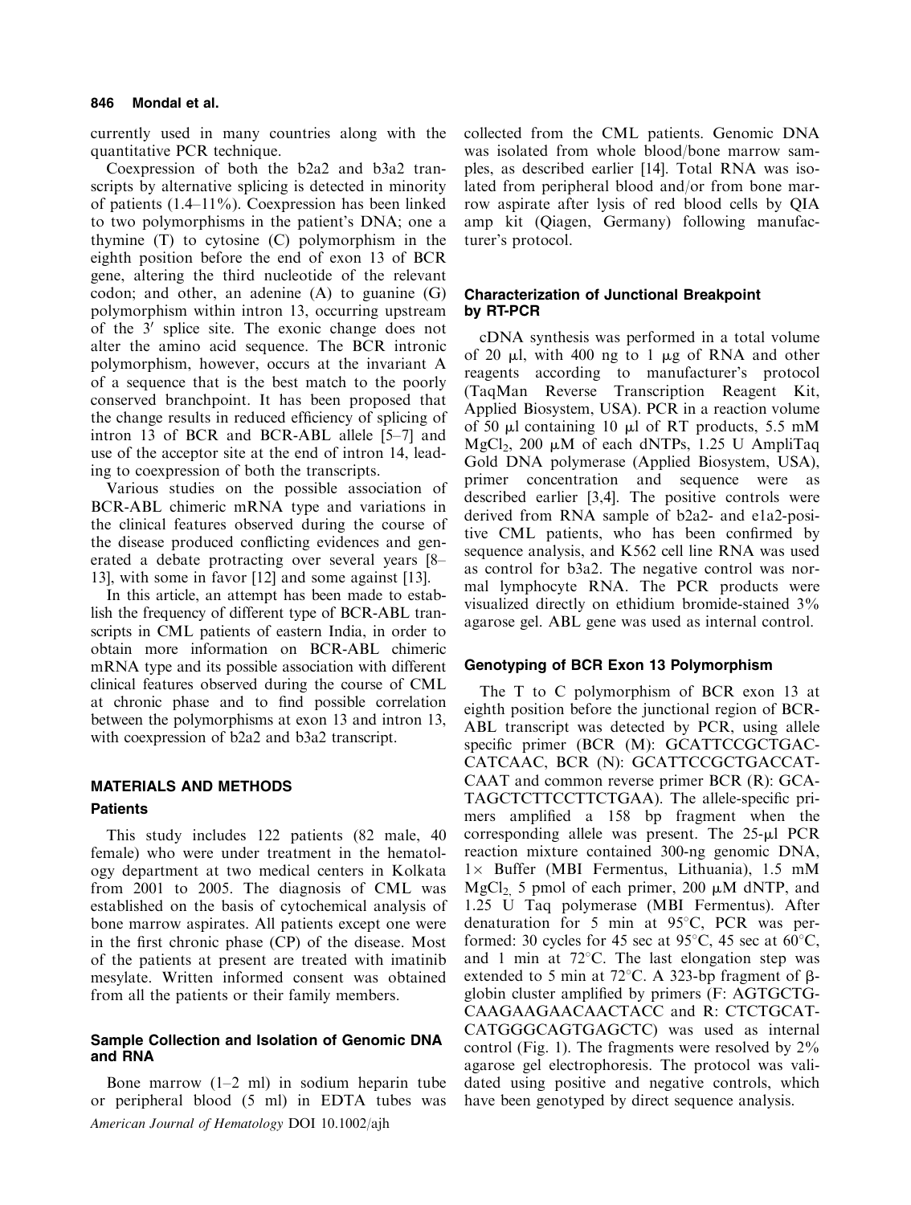currently used in many countries along with the quantitative PCR technique.

Coexpression of both the b2a2 and b3a2 transcripts by alternative splicing is detected in minority of patients (1.4–11%). Coexpression has been linked to two polymorphisms in the patient's DNA; one a thymine (T) to cytosine (C) polymorphism in the eighth position before the end of exon 13 of BCR gene, altering the third nucleotide of the relevant codon; and other, an adenine (A) to guanine (G) polymorphism within intron 13, occurring upstream of the 3′ splice site. The exonic change does not alter the amino acid sequence. The BCR intronic polymorphism, however, occurs at the invariant A of a sequence that is the best match to the poorly conserved branchpoint. It has been proposed that the change results in reduced efficiency of splicing of intron 13 of BCR and BCR-ABL allele [5–7] and use of the acceptor site at the end of intron 14, leading to coexpression of both the transcripts.

Various studies on the possible association of BCR-ABL chimeric mRNA type and variations in the clinical features observed during the course of the disease produced conflicting evidences and generated a debate protracting over several years [8–13], with some in favor [12] and some against [13].

In this article, an attempt has been made to establish the frequency of different type of BCR-ABL transcripts in CML patients of eastern India, in order to obtain more information on BCR-ABL chimeric mRNA type and its possible association with different clinical features observed during the course of CML at chronic phase and to find possible correlation between the polymorphisms at exon 13 and intron 13, with coexpression of b2a2 and b3a2 transcript.

## MATERIALS AND METHODS

### Patients

This study includes 122 patients (82 male, 40 female) who were under treatment in the hematology department at two medical centers in Kolkata from 2001 to 2005. The diagnosis of CML was established on the basis of cytochemical analysis of bone marrow aspirates. All patients except one were in the first chronic phase (CP) of the disease. Most of the patients at present are treated with imatinib mesylate. Written informed consent was obtained from all the patients or their family members.

### Sample Collection and Isolation of Genomic DNA and RNA

Bone marrow (1–2 ml) in sodium heparin tube or peripheral blood (5 ml) in EDTA tubes was collected from the CML patients. Genomic DNA was isolated from whole blood/bone marrow samples, as described earlier [14]. Total RNA was isolated from peripheral blood and/or from bone marrow aspirate after lysis of red blood cells by QIA amp kit (Qiagen, Germany) following manufacturer's protocol.

### Characterization of Junctional Breakpoint by RT-PCR

cDNA synthesis was performed in a total volume of 20 μl, with 400 ng to 1 μg of RNA and other reagents according to manufacturer's protocol (TaqMan Reverse Transcription Reagent Kit, Applied Biosystem, USA). PCR in a reaction volume of 50 μl containing 10 μl of RT products, 5.5 mM $MgCl_2$, 200 μM of each dNTPs, 1.25 U AmpliTaq Gold DNA polymerase (Applied Biosystem, USA), primer concentration and sequence were as described earlier [3,4]. The positive controls were derived from RNA sample of b2a2- and e1a2-positive CML patients, who has been confirmed by sequence analysis, and K562 cell line RNA was used as control for b3a2. The negative control was normal lymphocyte RNA. The PCR products were visualized directly on ethidium bromide-stained 3% agarose gel. ABL gene was used as internal control.

### Genotyping of BCR Exon 13 Polymorphism

The T to C polymorphism of BCR exon 13 at eighth position before the junctional region of BCR-ABL transcript was detected by PCR, using allele specific primer (BCR (M): GCATTCCGCTGACCATCAAC, BCR (N): GCATTCCGCTGACCATCAAT and common reverse primer BCR (R): GCATAGCTCTTCCTTCTGAA). The allele-specific primers amplified a 158 bp fragment when the corresponding allele was present. The 25-μl PCR reaction mixture contained 300-ng genomic DNA, 1× Buffer (MBI Fermentus, Lithuania), 1.5 mM $MgCl_2$, 5 pmol of each primer, 200 μM dNTP, and 1.25 U Taq polymerase (MBI Fermentus). After denaturation for 5 min at 95°C, PCR was performed: 30 cycles for 45 sec at 95°C, 45 sec at 60°C, and 1 min at 72°C. The last elongation step was extended to 5 min at 72°C. A 323-bp fragment of β-globin cluster amplified by primers (F: AGTGCTGCAAGAAGAACAACTACC and R: CTCTGCATCATGGGCAGTGAGCTC) was used as internal control (Fig. 1). The fragments were resolved by 2% agarose gel electrophoresis. The protocol was validated using positive and negative controls, which have been genotyped by direct sequence analysis.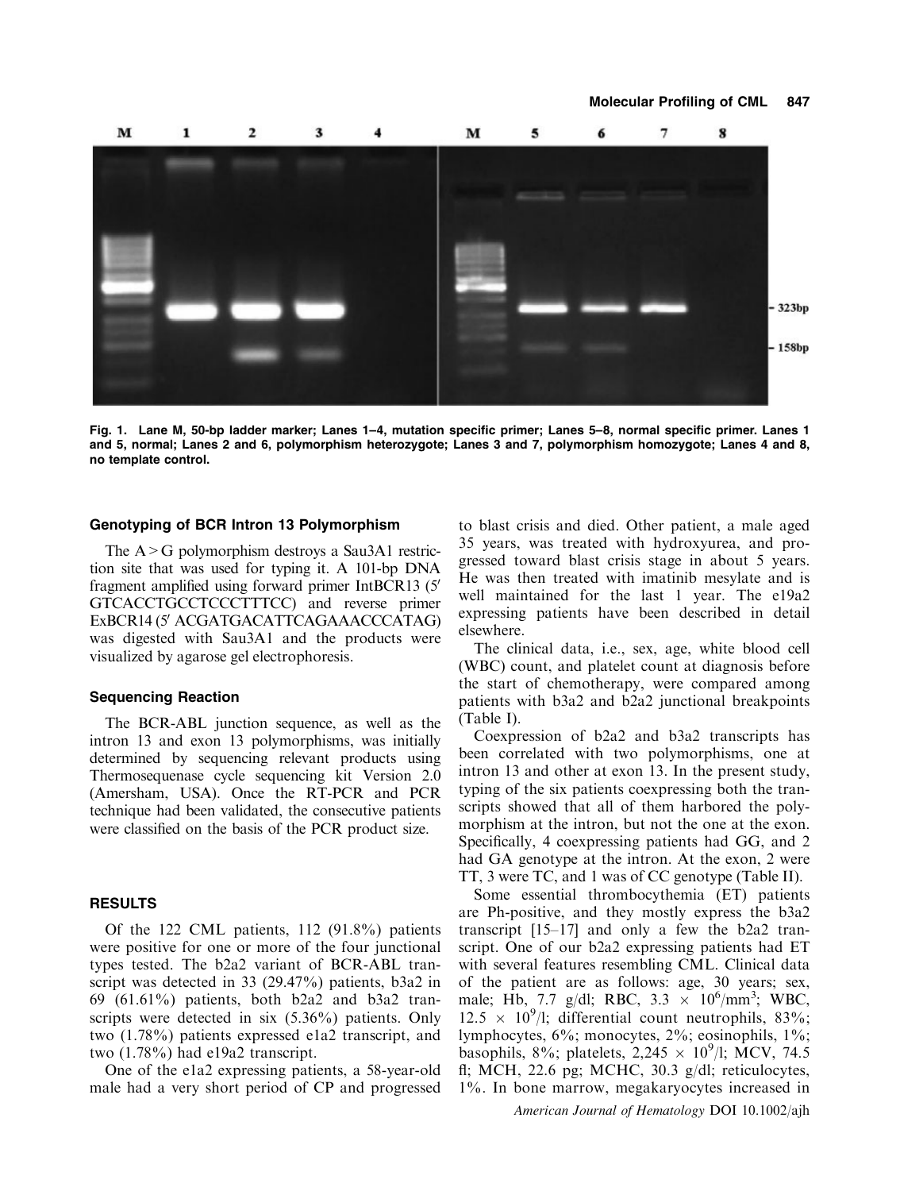Fig. 1. Lane M, 50-bp ladder marker; Lanes 1–4, mutation specific primer; Lanes 5–8, normal specific primer. Lanes 1 and 5, normal; Lanes 2 and 6, polymorphism heterozygote; Lanes 3 and 7, polymorphism homozygote; Lanes 4 and 8, no template control.

### Genotyping of BCR Intron 13 Polymorphism

The A > G polymorphism destroys a Sau3A1 restriction site that was used for typing it. A 101-bp DNA fragment amplified using forward primer IntBCR13 (5′ GTCACCTGCCTCCCTTTCC) and reverse primer ExBCR14 (5′ ACGATGACATTCAGAAACCCATAG) was digested with Sau3A1 and the products were visualized by agarose gel electrophoresis.

### Sequencing Reaction

The BCR-ABL junction sequence, as well as the intron 13 and exon 13 polymorphisms, was initially determined by sequencing relevant products using Thermosequenase cycle sequencing kit Version 2.0 (Amersham, USA). Once the RT-PCR and PCR technique had been validated, the consecutive patients were classified on the basis of the PCR product size.

## RESULTS

Of the 122 CML patients, 112 (91.8%) patients were positive for one or more of the four junctional types tested. The b2a2 variant of BCR-ABL transcript was detected in 33 (29.47%) patients, b3a2 in 69 (61.61%) patients, both b2a2 and b3a2 transcripts were detected in six (5.36%) patients. Only two (1.78%) patients expressed e1a2 transcript, and two (1.78%) had e19a2 transcript.

One of the e1a2 expressing patients, a 58-year-old male had a very short period of CP and progressed to blast crisis and died. Other patient, a male aged 35 years, was treated with hydroxyurea, and progressed toward blast crisis stage in about 5 years. He was then treated with imatinib mesylate and is well maintained for the last 1 year. The e19a2 expressing patients have been described in detail elsewhere.

The clinical data, i.e., sex, age, white blood cell (WBC) count, and platelet count at diagnosis before the start of chemotherapy, were compared among patients with b3a2 and b2a2 junctional breakpoints (Table I).

Coexpression of b2a2 and b3a2 transcripts has been correlated with two polymorphisms, one at intron 13 and other at exon 13. In the present study, typing of the six patients coexpressing both the transcripts showed that all of them harbored the polymorphism at the intron, but not the one at the exon. Specifically, 4 coexpressing patients had GG, and 2 had GA genotype at the intron. At the exon, 2 were TT, 3 were TC, and 1 was of CC genotype (Table II).

Some essential thrombocythemia (ET) patients are Ph-positive, and they mostly express the b3a2 transcript [15–17] and only a few the b2a2 transcript. One of our b2a2 expressing patients had ET with several features resembling CML. Clinical data of the patient are as follows: age, 30 years; sex, male; Hb, 7.7 g/dl; RBC, $3.3 \times 10^6$/mm$^3$; WBC, $12.5 \times 10^9$/l; differential count neutrophils, 83%; lymphocytes, 6%; monocytes, 2%; eosinophils, 1%; basophils, 8%; platelets, $2{,}245 \times 10^9$/l; MCV, 74.5 fl; MCH, 22.6 pg; MCHC, 30.3 g/dl; reticulocytes, 1%. In bone marrow, megakaryocytes increased in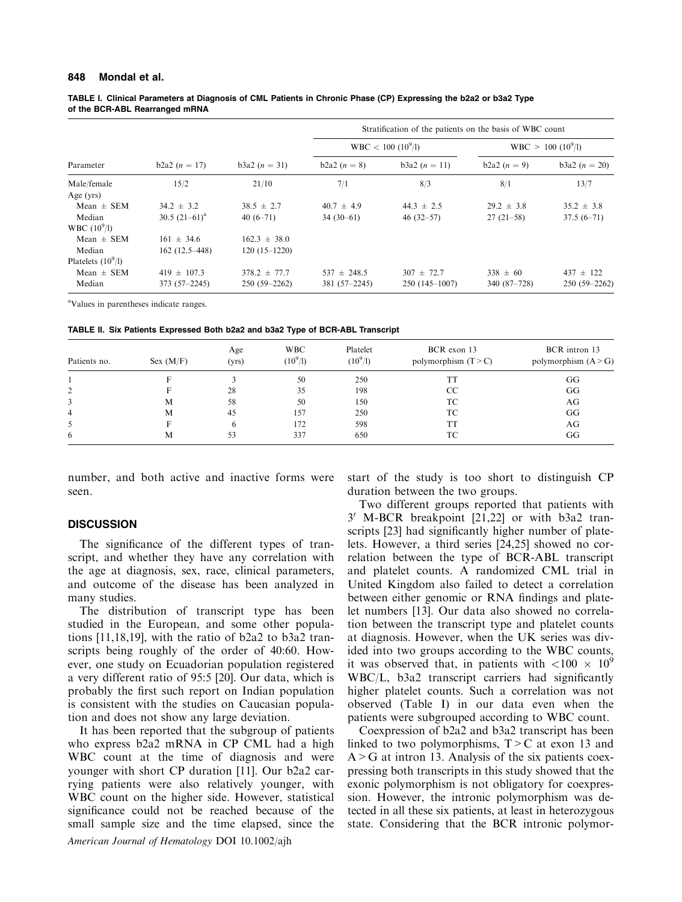**TABLE I. Clinical Parameters at Diagnosis of CML Patients in Chronic Phase (CP) Expressing the b2a2 or b3a2 Type of the BCR-ABL Rearranged mRNA**

| | | | Stratification of the patients on the basis of WBC count | | | |
|---|---|---|---|---|---|---|
| | | | WBC < 100 ($10^9$/l) | | WBC > 100 ($10^9$/l) | |
| Parameter | b2a2 ($n$ = 17) | b3a2 ($n$ = 31) | b2a2 ($n$ = 8) | b3a2 ($n$ = 11) | b2a2 ($n$ = 9) | b3a2 ($n$ = 20) |
| Male/female | 15/2 | 21/10 | 7/1 | 8/3 | 8/1 | 13/7 |
| Age (yrs) | | | | | | |
| Mean ± SEM | 34.2 ± 3.2 | 38.5 ± 2.7 | 40.7 ± 4.9 | 44.3 ± 2.5 | 29.2 ± 3.8 | 35.2 ± 3.8 |
| Median | 30.5 (21–61)[a] | 40 (6–71) | 34 (30–61) | 46 (32–57) | 27 (21–58) | 37.5 (6–71) |
| WBC ($10^9$/l) | | | | | | |
| Mean ± SEM | 161 ± 34.6 | 162.3 ± 38.0 | | | | |
| Median | 162 (12.5–448) | 120 (15–1220) | | | | |
| Platelets ($10^9$/l) | | | | | | |
| Mean ± SEM | 419 ± 107.3 | 378.2 ± 77.7 | 537 ± 248.5 | 307 ± 72.7 | 338 ± 60 | 437 ± 122 |
| Median | 373 (57–2245) | 250 (59–2262) | 381 (57–2245) | 250 (145–1007) | 340 (87–728) | 250 (59–2262) |

[a]Values in parentheses indicate ranges.

**TABLE II. Six Patients Expressed Both b2a2 and b3a2 Type of BCR-ABL Transcript**

| Patients no. | Sex (M/F) | Age (yrs) | WBC ($10^9$/l) | Platelet ($10^9$/l) | BCR exon 13 polymorphism (T > C) | BCR intron 13 polymorphism (A > G) |
|---|---|---|---|---|---|---|
| 1 | F | 3 | 50 | 250 | TT | GG |
| 2 | F | 28 | 35 | 198 | CC | GG |
| 3 | M | 58 | 50 | 150 | TC | AG |
| 4 | M | 45 | 157 | 250 | TC | GG |
| 5 | F | 6 | 172 | 598 | TT | AG |
| 6 | M | 53 | 337 | 650 | TC | GG |

number, and both active and inactive forms were seen.

## DISCUSSION

The significance of the different types of transcript, and whether they have any correlation with the age at diagnosis, sex, race, clinical parameters, and outcome of the disease has been analyzed in many studies.

The distribution of transcript type has been studied in the European, and some other populations [11,18,19], with the ratio of b2a2 to b3a2 transcripts being roughly of the order of 40:60. However, one study on Ecuadorian population registered a very different ratio of 95:5 [20]. Our data, which is probably the first such report on Indian population is consistent with the studies on Caucasian population and does not show any large deviation.

It has been reported that the subgroup of patients who express b2a2 mRNA in CP CML had a high WBC count at the time of diagnosis and were younger with short CP duration [11]. Our b2a2 carrying patients were also relatively younger, with WBC count on the higher side. However, statistical significance could not be reached because of the small sample size and the time elapsed, since the start of the study is too short to distinguish CP duration between the two groups.

Two different groups reported that patients with 3′ M-BCR breakpoint [21,22] or with b3a2 transcripts [23] had significantly higher number of platelets. However, a third series [24,25] showed no correlation between the type of BCR-ABL transcript and platelet counts. A randomized CML trial in United Kingdom also failed to detect a correlation between either genomic or RNA findings and platelet numbers [13]. Our data also showed no correlation between the transcript type and platelet counts at diagnosis. However, when the UK series was divided into two groups according to the WBC counts, it was observed that, in patients with $<100 \times 10^9$ WBC/L, b3a2 transcript carriers had significantly higher platelet counts. Such a correlation was not observed (Table I) in our data even when the patients were subgrouped according to WBC count.

Coexpression of b2a2 and b3a2 transcript has been linked to two polymorphisms, T > C at exon 13 and A > G at intron 13. Analysis of the six patients coexpressing both transcripts in this study showed that the exonic polymorphism is not obligatory for coexpression. However, the intronic polymorphism was detected in all these six patients, at least in heterozygous state. Considering that the BCR intronic polymor-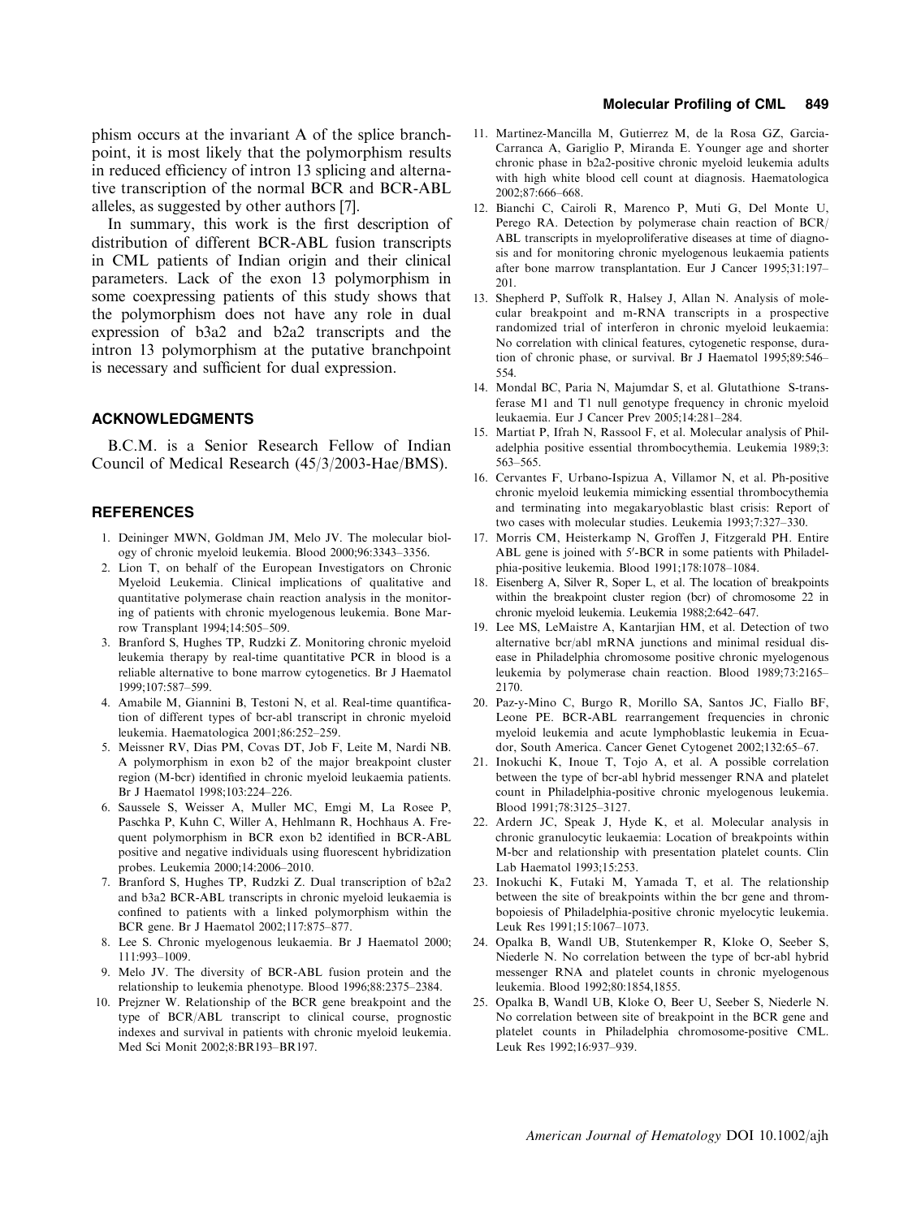phism occurs at the invariant A of the splice branchpoint, it is most likely that the polymorphism results in reduced efficiency of intron 13 splicing and alternative transcription of the normal BCR and BCR-ABL alleles, as suggested by other authors [7].

In summary, this work is the first description of distribution of different BCR-ABL fusion transcripts in CML patients of Indian origin and their clinical parameters. Lack of the exon 13 polymorphism in some coexpressing patients of this study shows that the polymorphism does not have any role in dual expression of b3a2 and b2a2 transcripts and the intron 13 polymorphism at the putative branchpoint is necessary and sufficient for dual expression.

## ACKNOWLEDGMENTS

B.C.M. is a Senior Research Fellow of Indian Council of Medical Research (45/3/2003-Hae/BMS).

## REFERENCES

1. Deininger MWN, Goldman JM, Melo JV. The molecular biology of chronic myeloid leukemia. Blood 2000;96:3343–3356.
2. Lion T, on behalf of the European Investigators on Chronic Myeloid Leukemia. Clinical implications of qualitative and quantitative polymerase chain reaction analysis in the monitoring of patients with chronic myelogenous leukemia. Bone Marrow Transplant 1994;14:505–509.
3. Branford S, Hughes TP, Rudzki Z. Monitoring chronic myeloid leukemia therapy by real-time quantitative PCR in blood is a reliable alternative to bone marrow cytogenetics. Br J Haematol 1999;107:587–599.
4. Amabile M, Giannini B, Testoni N, et al. Real-time quantification of different types of bcr-abl transcript in chronic myeloid leukemia. Haematologica 2001;86:252–259.
5. Meissner RV, Dias PM, Covas DT, Job F, Leite M, Nardi NB. A polymorphism in exon b2 of the major breakpoint cluster region (M-bcr) identified in chronic myeloid leukaemia patients. Br J Haematol 1998;103:224–226.
6. Saussele S, Weisser A, Muller MC, Emgi M, La Rosee P, Paschka P, Kuhn C, Willer A, Hehlmann R, Hochhaus A. Frequent polymorphism in BCR exon b2 identified in BCR-ABL positive and negative individuals using fluorescent hybridization probes. Leukemia 2000;14:2006–2010.
7. Branford S, Hughes TP, Rudzki Z. Dual transcription of b2a2 and b3a2 BCR-ABL transcripts in chronic myeloid leukaemia is confined to patients with a linked polymorphism within the BCR gene. Br J Haematol 2002;117:875–877.
8. Lee S. Chronic myelogenous leukaemia. Br J Haematol 2000; 111:993–1009.
9. Melo JV. The diversity of BCR-ABL fusion protein and the relationship to leukemia phenotype. Blood 1996;88:2375–2384.
10. Prejzner W. Relationship of the BCR gene breakpoint and the type of BCR/ABL transcript to clinical course, prognostic indexes and survival in patients with chronic myeloid leukemia. Med Sci Monit 2002;8:BR193–BR197.
11. Martinez-Mancilla M, Gutierrez M, de la Rosa GZ, Garcia-Carranca A, Gariglio P, Miranda E. Younger age and shorter chronic phase in b2a2-positive chronic myeloid leukemia adults with high white blood cell count at diagnosis. Haematologica 2002;87:666–668.
12. Bianchi C, Cairoli R, Marenco P, Muti G, Del Monte U, Perego RA. Detection by polymerase chain reaction of BCR/ABL transcripts in myeloproliferative diseases at time of diagnosis and for monitoring chronic myelogenous leukaemia patients after bone marrow transplantation. Eur J Cancer 1995;31:197–201.
13. Shepherd P, Suffolk R, Halsey J, Allan N. Analysis of molecular breakpoint and m-RNA transcripts in a prospective randomized trial of interferon in chronic myeloid leukaemia: No correlation with clinical features, cytogenetic response, duration of chronic phase, or survival. Br J Haematol 1995;89:546–554.
14. Mondal BC, Paria N, Majumdar S, et al. Glutathione S-transferase M1 and T1 null genotype frequency in chronic myeloid leukaemia. Eur J Cancer Prev 2005;14:281–284.
15. Martiat P, Ifrah N, Rassool F, et al. Molecular analysis of Philadelphia positive essential thrombocythemia. Leukemia 1989;3: 563–565.
16. Cervantes F, Urbano-Ispizua A, Villamor N, et al. Ph-positive chronic myeloid leukemia mimicking essential thrombocythemia and terminating into megakaryoblastic blast crisis: Report of two cases with molecular studies. Leukemia 1993;7:327–330.
17. Morris CM, Heisterkamp N, Groffen J, Fitzgerald PH. Entire ABL gene is joined with 5′-BCR in some patients with Philadelphia-positive leukemia. Blood 1991;178:1078–1084.
18. Eisenberg A, Silver R, Soper L, et al. The location of breakpoints within the breakpoint cluster region (bcr) of chromosome 22 in chronic myeloid leukemia. Leukemia 1988;2:642–647.
19. Lee MS, LeMaistre A, Kantarjian HM, et al. Detection of two alternative bcr/abl mRNA junctions and minimal residual disease in Philadelphia chromosome positive chronic myelogenous leukemia by polymerase chain reaction. Blood 1989;73:2165–2170.
20. Paz-y-Mino C, Burgo R, Morillo SA, Santos JC, Fiallo BF, Leone PE. BCR-ABL rearrangement frequencies in chronic myeloid leukemia and acute lymphoblastic leukemia in Ecuador, South America. Cancer Genet Cytogenet 2002;132:65–67.
21. Inokuchi K, Inoue T, Tojo A, et al. A possible correlation between the type of bcr-abl hybrid messenger RNA and platelet count in Philadelphia-positive chronic myelogenous leukemia. Blood 1991;78:3125–3127.
22. Ardern JC, Speak J, Hyde K, et al. Molecular analysis in chronic granulocytic leukaemia: Location of breakpoints within M-bcr and relationship with presentation platelet counts. Clin Lab Haematol 1993;15:253.
23. Inokuchi K, Futaki M, Yamada T, et al. The relationship between the site of breakpoints within the bcr gene and thrombopoiesis of Philadelphia-positive chronic myelocytic leukemia. Leuk Res 1991;15:1067–1073.
24. Opalka B, Wandl UB, Stutenkemper R, Kloke O, Seeber S, Niederle N. No correlation between the type of bcr-abl hybrid messenger RNA and platelet counts in chronic myelogenous leukemia. Blood 1992;80:1854,1855.
25. Opalka B, Wandl UB, Kloke O, Beer U, Seeber S, Niederle N. No correlation between site of breakpoint in the BCR gene and platelet counts in Philadelphia chromosome-positive CML. Leuk Res 1992;16:937–939.